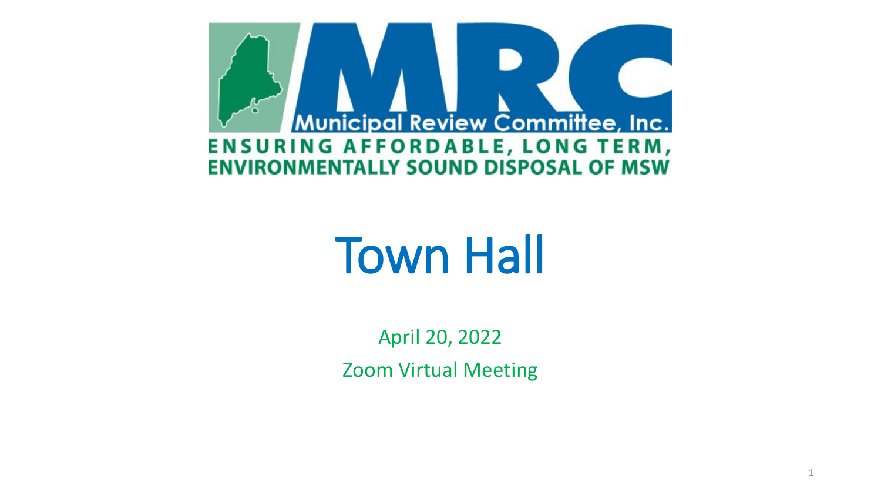Municipal Review Committee, Inc.

ENSURING AFFORDABLE, LONG TERM, ENVIRONMENTALLY SOUND DISPOSAL OF MSW

# Town Hall

April 20, 2022

Zoom Virtual Meeting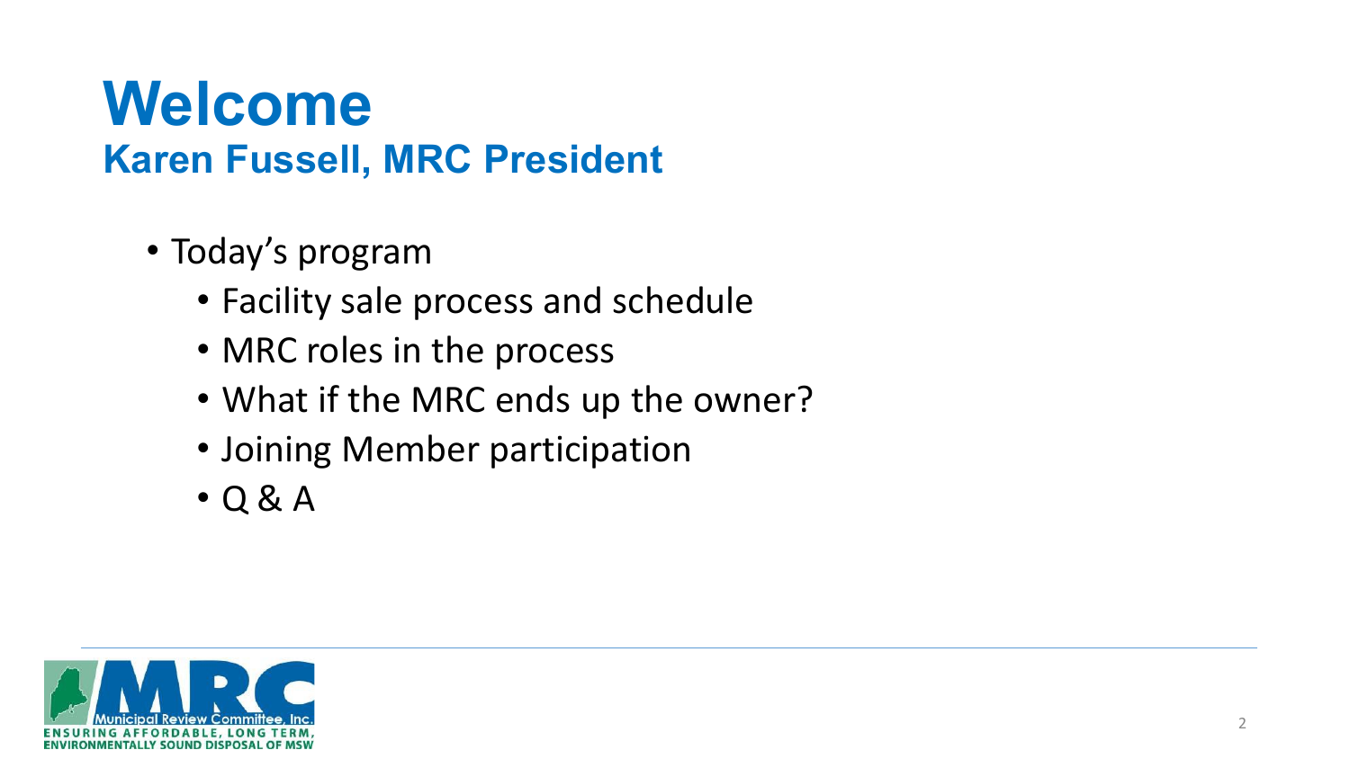# Welcome

## Karen Fussell, MRC President

- Today's program
  - Facility sale process and schedule
  - MRC roles in the process
  - What if the MRC ends up the owner?
  - Joining Member participation
  - Q & A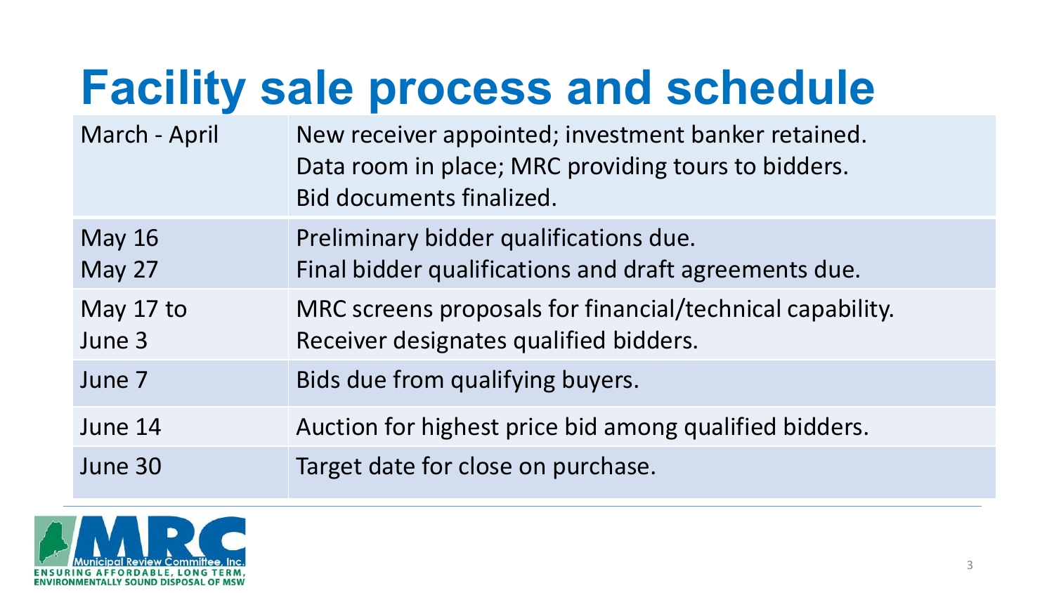# Facility sale process and schedule

| | |
|---|---|
| March - April | New receiver appointed; investment banker retained.<br>Data room in place; MRC providing tours to bidders.<br>Bid documents finalized. |
| May 16<br>May 27 | Preliminary bidder qualifications due.<br>Final bidder qualifications and draft agreements due. |
| May 17 to<br>June 3 | MRC screens proposals for financial/technical capability.<br>Receiver designates qualified bidders. |
| June 7 | Bids due from qualifying buyers. |
| June 14 | Auction for highest price bid among qualified bidders. |
| June 30 | Target date for close on purchase. |

Municipal Review Committee, Inc.
ENSURING AFFORDABLE, LONG TERM, ENVIRONMENTALLY SOUND DISPOSAL OF MSW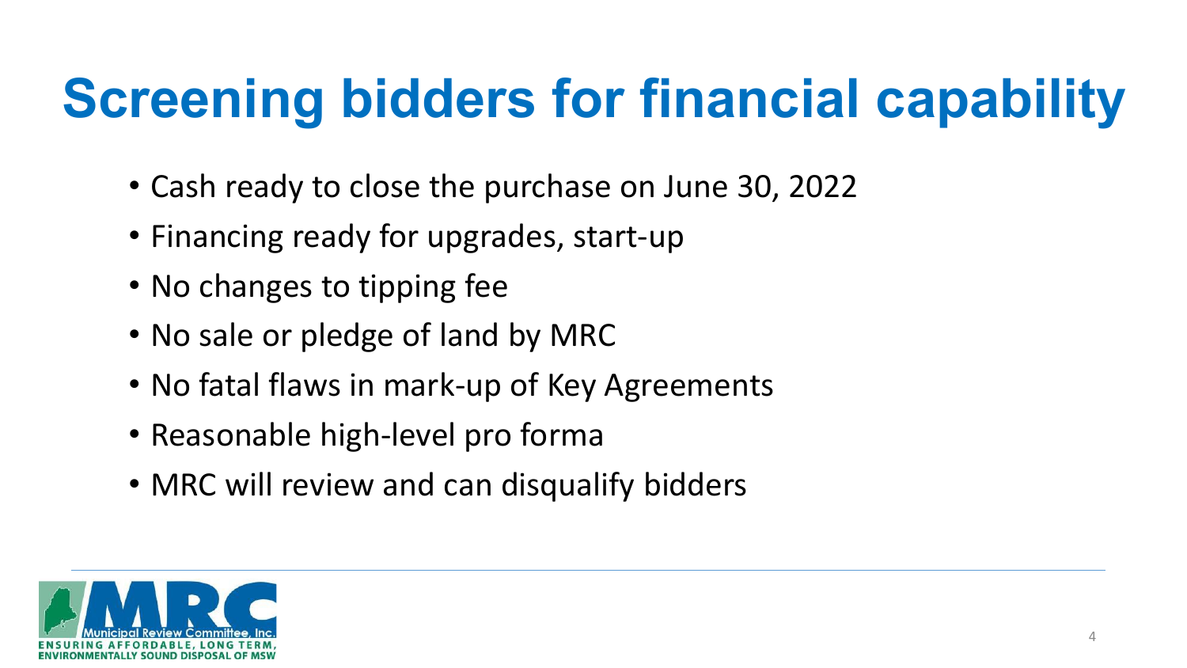# Screening bidders for financial capability

- Cash ready to close the purchase on June 30, 2022
- Financing ready for upgrades, start-up
- No changes to tipping fee
- No sale or pledge of land by MRC
- No fatal flaws in mark-up of Key Agreements
- Reasonable high-level pro forma
- MRC will review and can disqualify bidders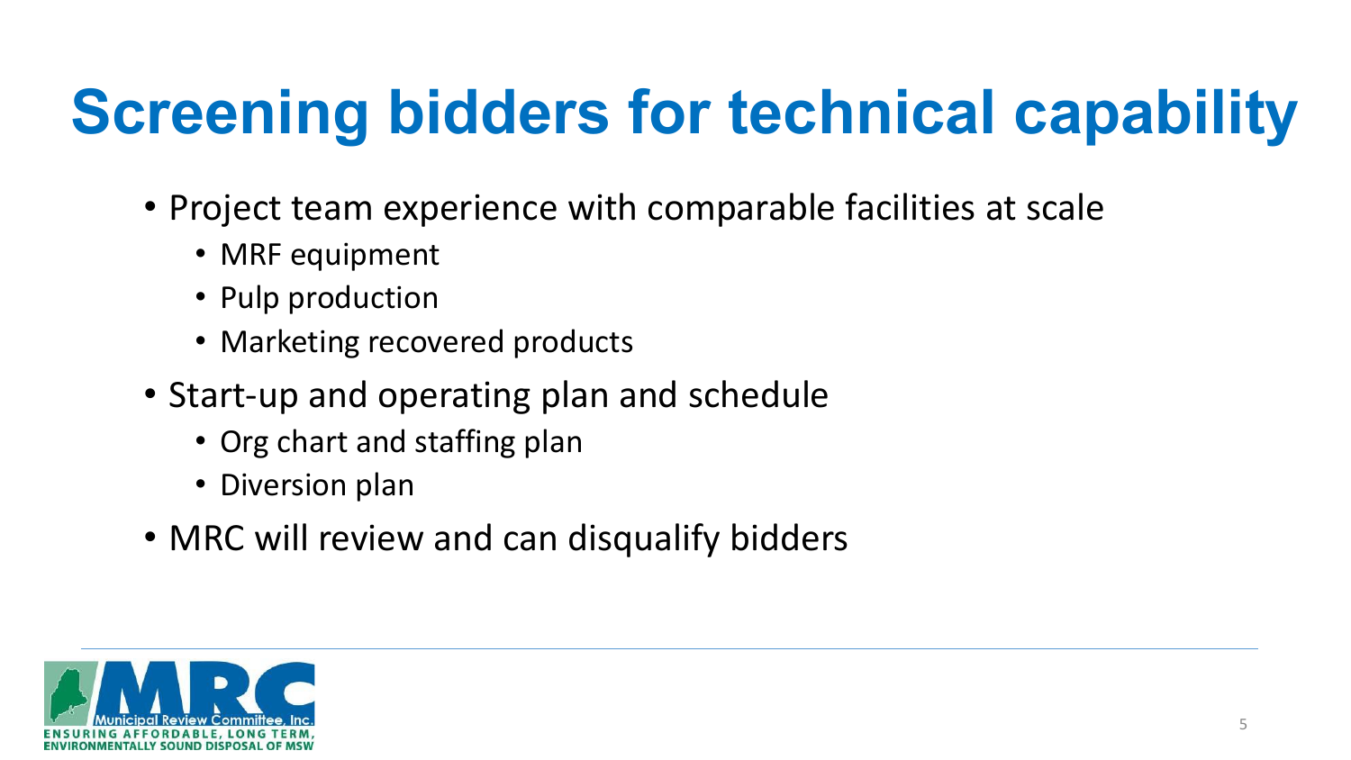# Screening bidders for technical capability

- Project team experience with comparable facilities at scale
  - MRF equipment
  - Pulp production
  - Marketing recovered products
- Start-up and operating plan and schedule
  - Org chart and staffing plan
  - Diversion plan
- MRC will review and can disqualify bidders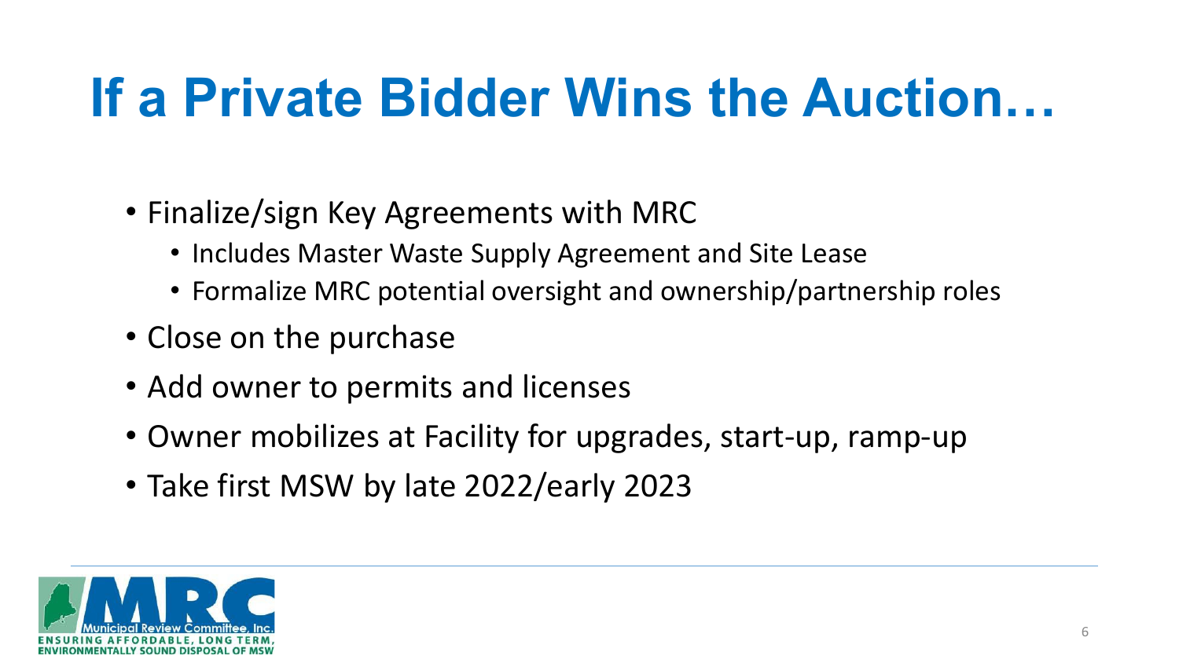# If a Private Bidder Wins the Auction…

- Finalize/sign Key Agreements with MRC
  - Includes Master Waste Supply Agreement and Site Lease
  - Formalize MRC potential oversight and ownership/partnership roles
- Close on the purchase
- Add owner to permits and licenses
- Owner mobilizes at Facility for upgrades, start-up, ramp-up
- Take first MSW by late 2022/early 2023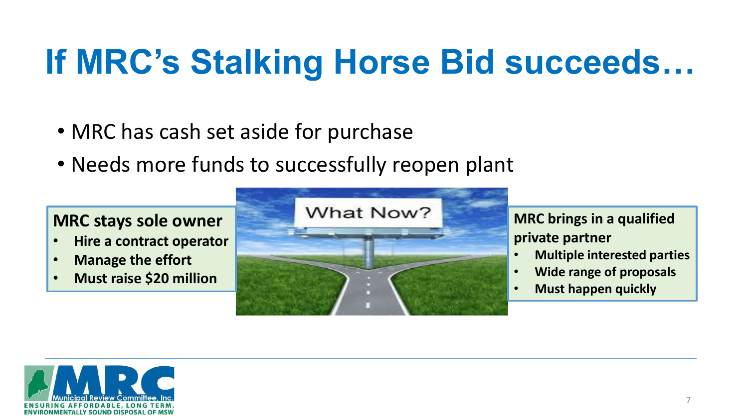# If MRC's Stalking Horse Bid succeeds…

- MRC has cash set aside for purchase
- Needs more funds to successfully reopen plant

**MRC stays sole owner**

- **Hire a contract operator**
- **Manage the effort**
- **Must raise $20 million**

**MRC brings in a qualified private partner**

- **Multiple interested parties**
- **Wide range of proposals**
- **Must happen quickly**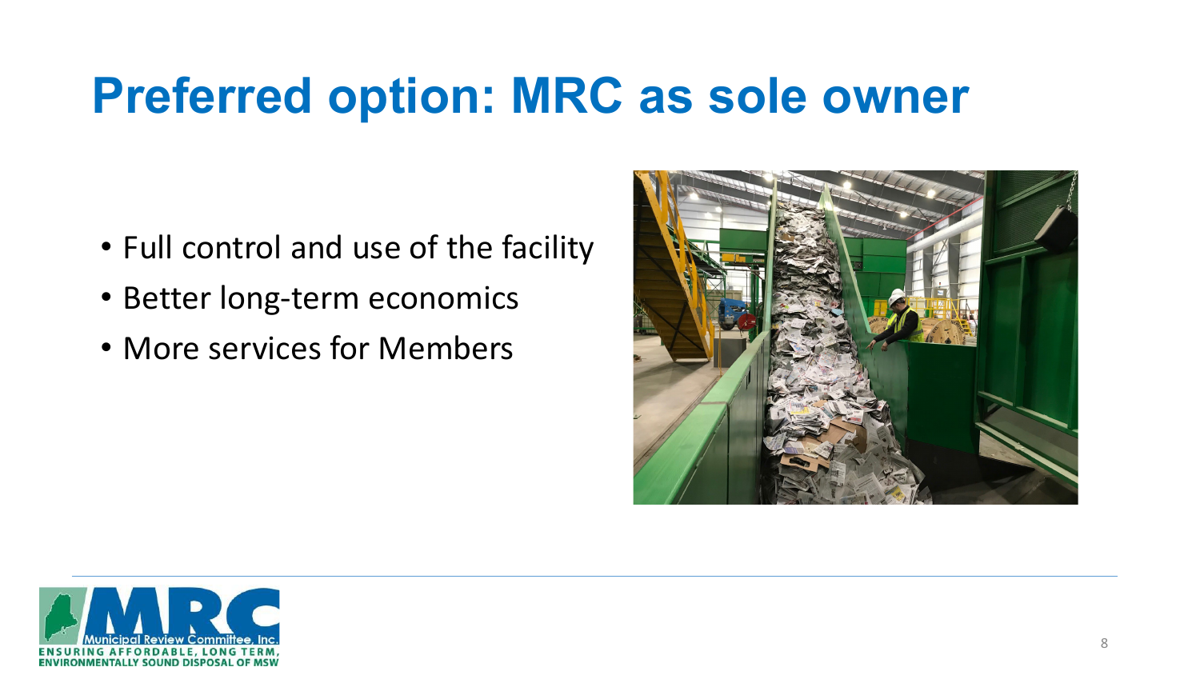# Preferred option: MRC as sole owner

- Full control and use of the facility
- Better long-term economics
- More services for Members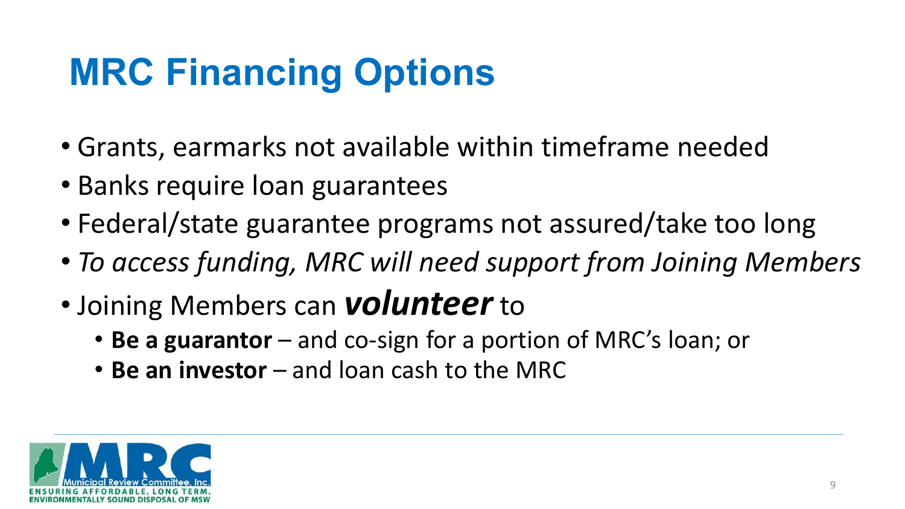# MRC Financing Options

- Grants, earmarks not available within timeframe needed
- Banks require loan guarantees
- Federal/state guarantee programs not assured/take too long
- *To access funding, MRC will need support from Joining Members*
- Joining Members can ***volunteer*** to
  - **Be a guarantor** – and co-sign for a portion of MRC's loan; or
  - **Be an investor** – and loan cash to the MRC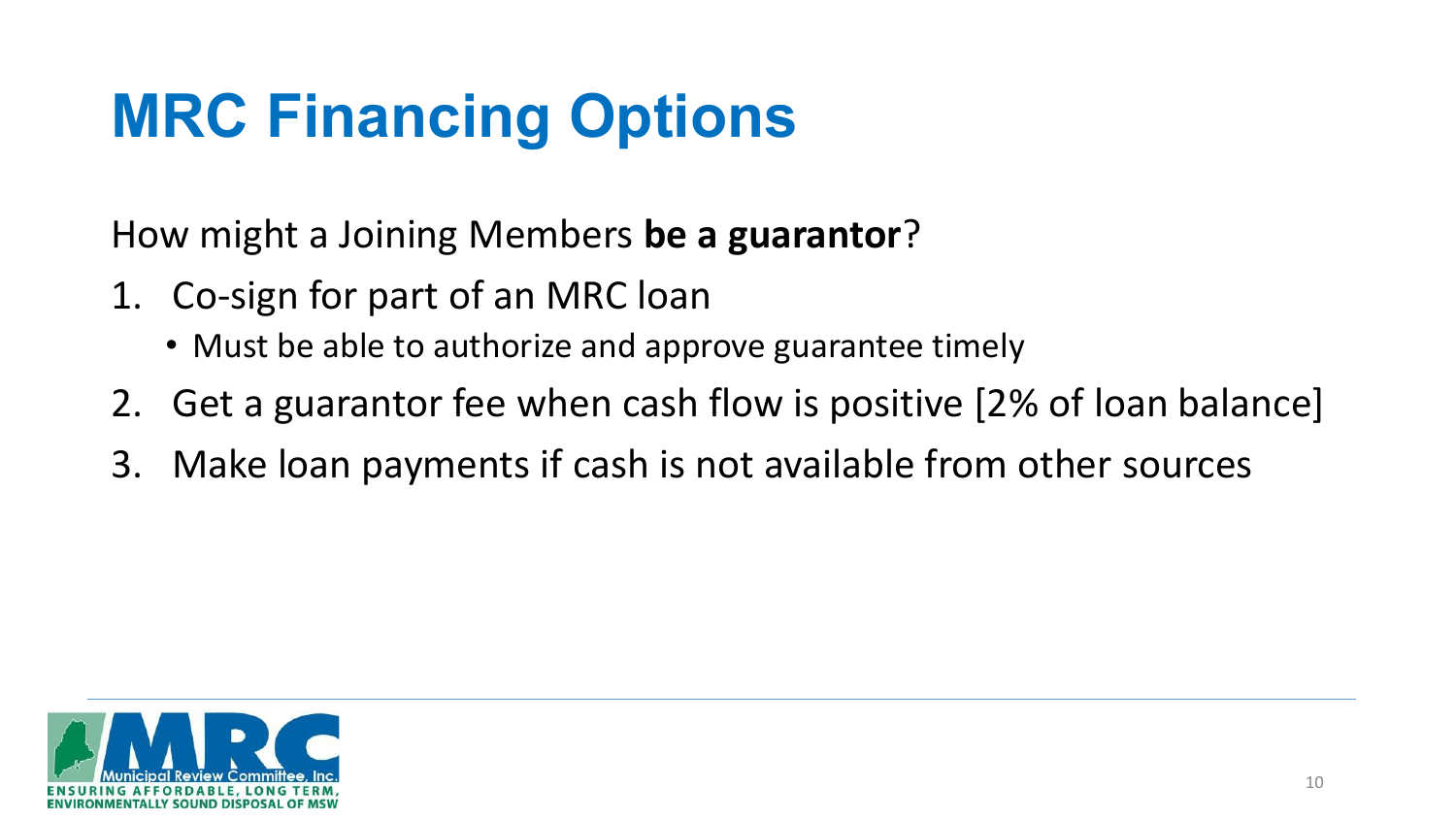# MRC Financing Options

How might a Joining Members **be a guarantor**?

1. Co-sign for part of an MRC loan
   - Must be able to authorize and approve guarantee timely
2. Get a guarantor fee when cash flow is positive [2% of loan balance]
3. Make loan payments if cash is not available from other sources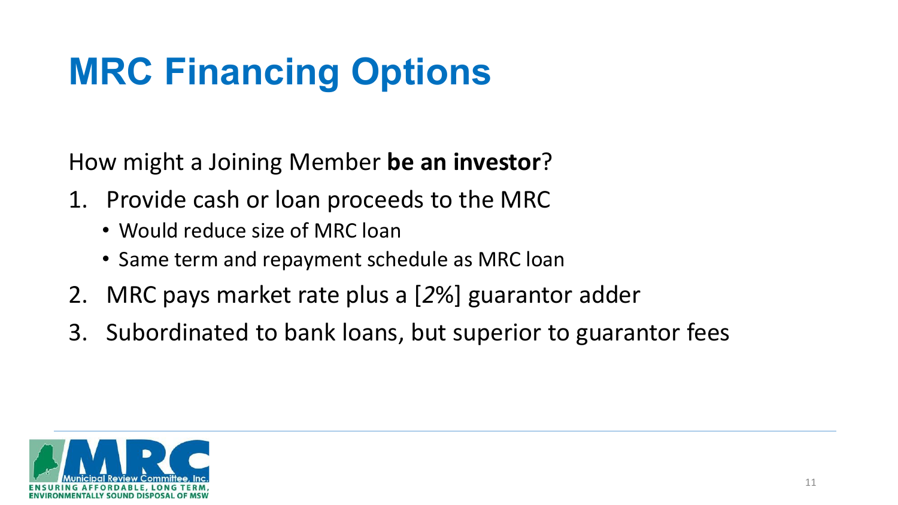# MRC Financing Options

How might a Joining Member **be an investor**?

1. Provide cash or loan proceeds to the MRC
   - Would reduce size of MRC loan
   - Same term and repayment schedule as MRC loan
2. MRC pays market rate plus a [*2%*] guarantor adder
3. Subordinated to bank loans, but superior to guarantor fees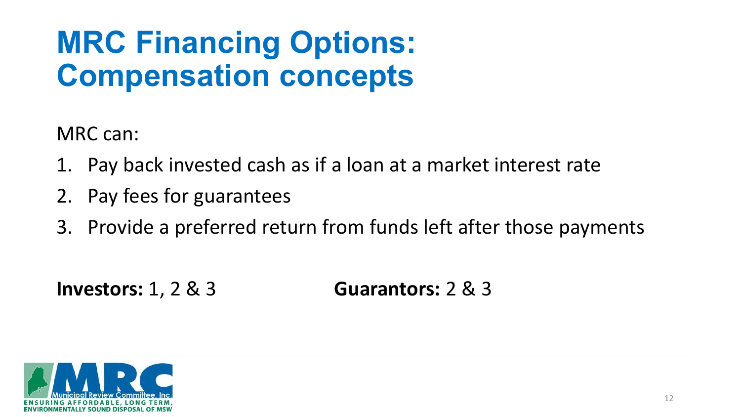# MRC Financing Options: Compensation concepts

MRC can:

1. Pay back invested cash as if a loan at a market interest rate
2. Pay fees for guarantees
3. Provide a preferred return from funds left after those payments

**Investors:** 1, 2 & 3

**Guarantors:** 2 & 3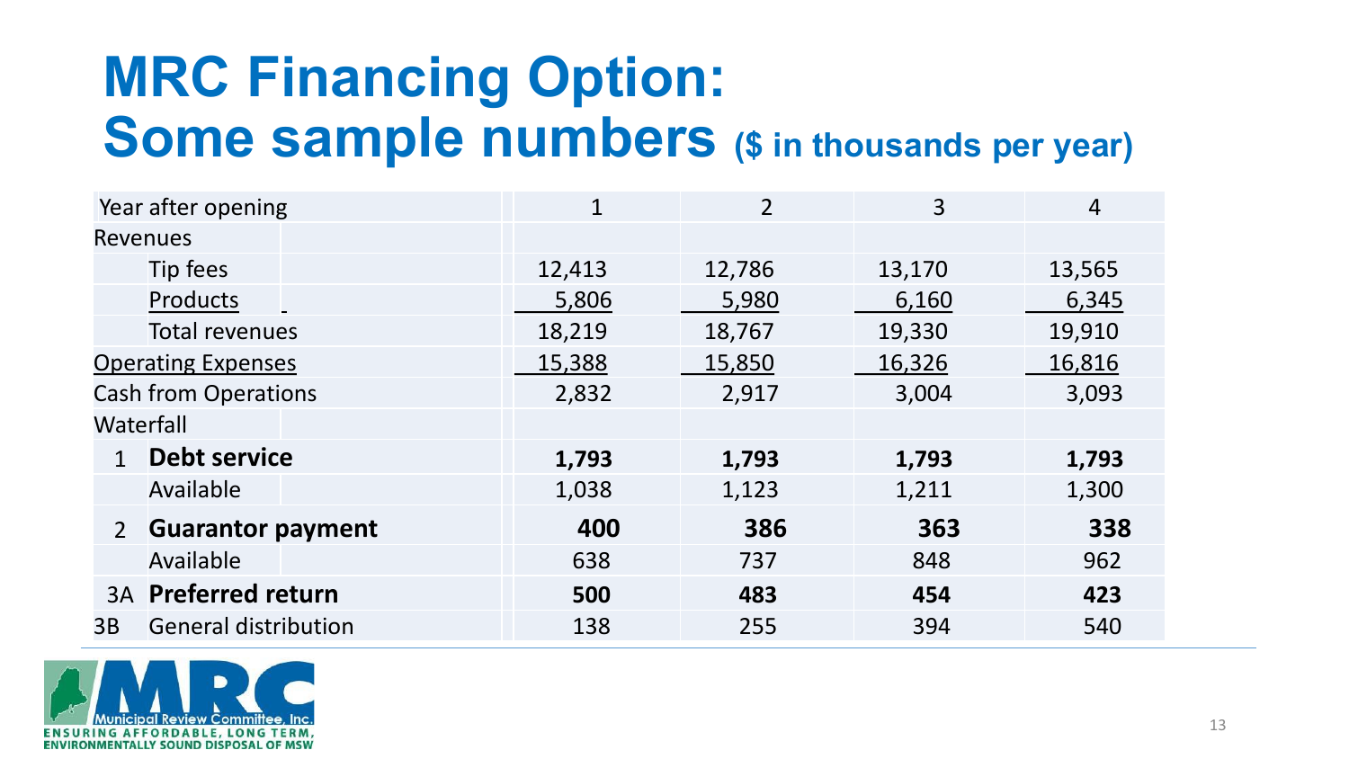# MRC Financing Option: Some sample numbers ($ in thousands per year)

| | Year after opening | 1 | 2 | 3 | 4 |
|---|---|---|---|---|---|
| Revenues | | | | | |
| | Tip fees | 12,413 | 12,786 | 13,170 | 13,565 |
| | Products | 5,806 | 5,980 | 6,160 | 6,345 |
| | Total revenues | 18,219 | 18,767 | 19,330 | 19,910 |
| Operating Expenses | | 15,388 | 15,850 | 16,326 | 16,816 |
| Cash from Operations | | 2,832 | 2,917 | 3,004 | 3,093 |
| Waterfall | | | | | |
| 1 | **Debt service** | **1,793** | **1,793** | **1,793** | **1,793** |
| | Available | 1,038 | 1,123 | 1,211 | 1,300 |
| 2 | **Guarantor payment** | **400** | **386** | **363** | **338** |
| | Available | 638 | 737 | 848 | 962 |
| 3A | **Preferred return** | **500** | **483** | **454** | **423** |
| 3B | General distribution | 138 | 255 | 394 | 540 |

Municipal Review Committee, Inc.
ENSURING AFFORDABLE, LONG TERM, ENVIRONMENTALLY SOUND DISPOSAL OF MSW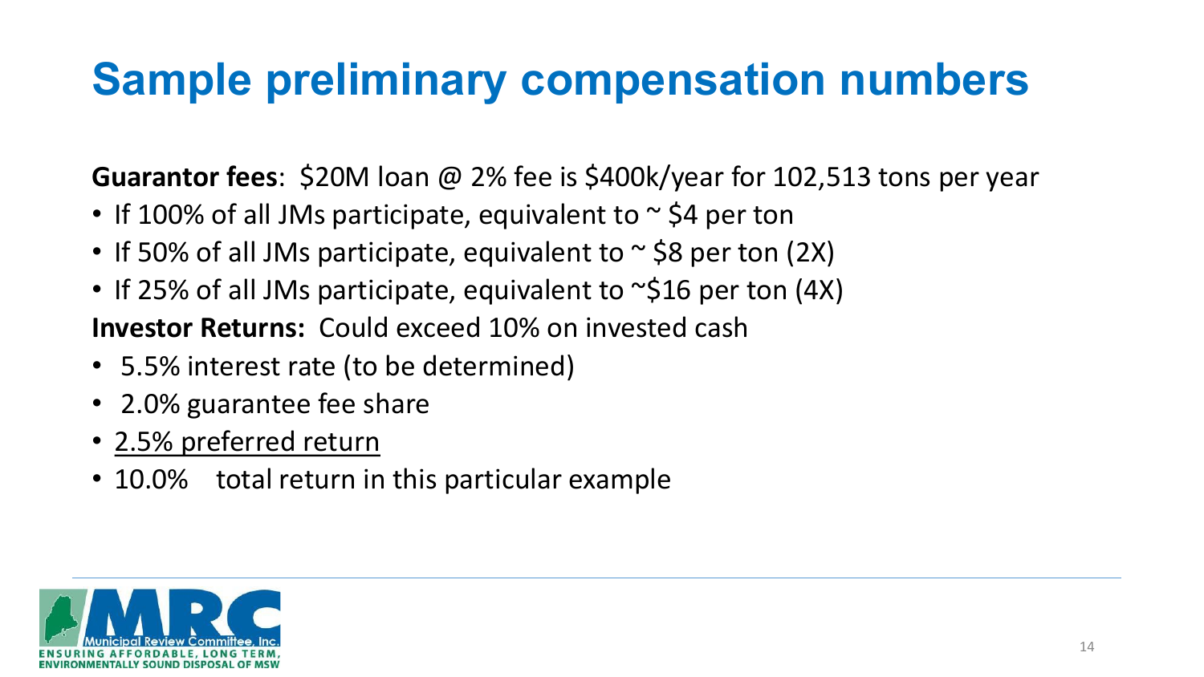# Sample preliminary compensation numbers

**Guarantor fees**: $20M loan @ 2% fee is $400k/year for 102,513 tons per year

- If 100% of all JMs participate, equivalent to ~ $4 per ton
- If 50% of all JMs participate, equivalent to ~ $8 per ton (2X)
- If 25% of all JMs participate, equivalent to ~$16 per ton (4X)

**Investor Returns:** Could exceed 10% on invested cash

- 5.5% interest rate (to be determined)
- 2.0% guarantee fee share
- <u>2.5% preferred return</u>
- 10.0% total return in this particular example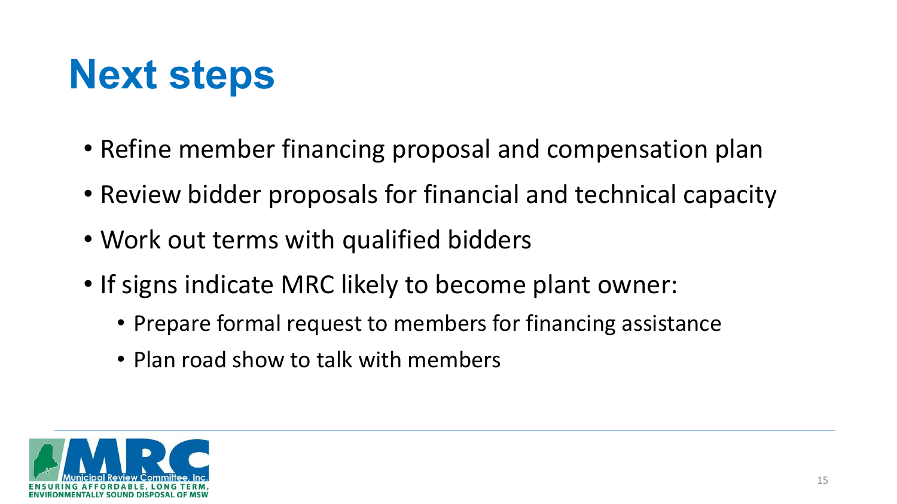# Next steps

- Refine member financing proposal and compensation plan
- Review bidder proposals for financial and technical capacity
- Work out terms with qualified bidders
- If signs indicate MRC likely to become plant owner:
  - Prepare formal request to members for financing assistance
  - Plan road show to talk with members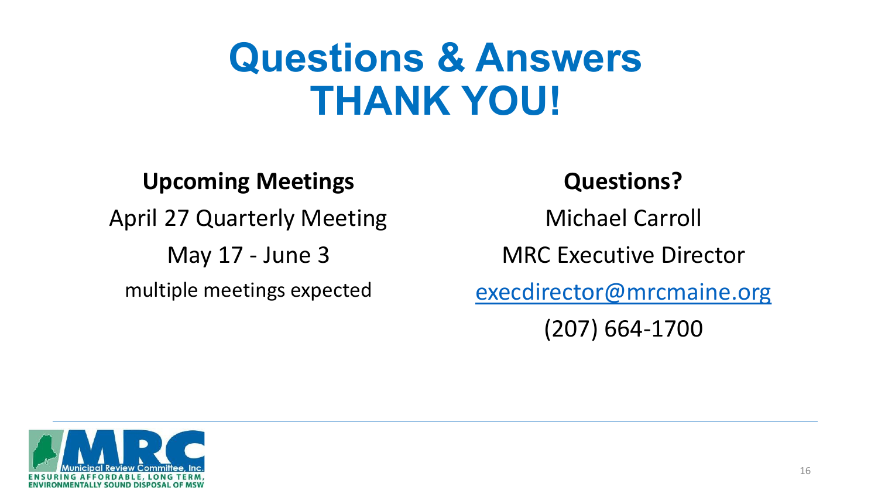# Questions & Answers
# THANK YOU!

**Upcoming Meetings**

April 27 Quarterly Meeting

May 17 - June 3

multiple meetings expected

**Questions?**

Michael Carroll

MRC Executive Director

execdirector@mrcmaine.org

(207) 664-1700

MRC Municipal Review Committee, Inc.
ENSURING AFFORDABLE, LONG TERM, ENVIRONMENTALLY SOUND DISPOSAL OF MSW